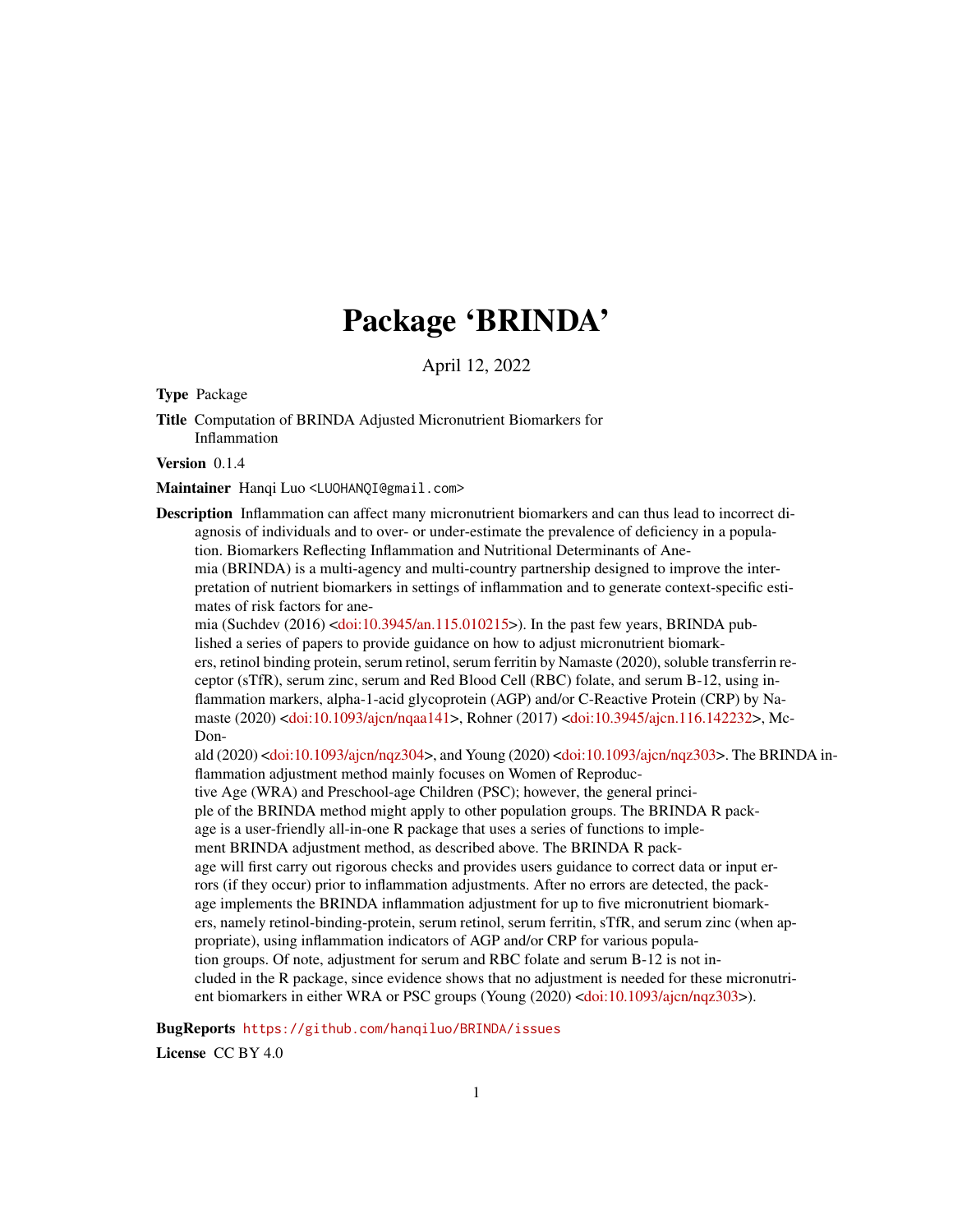# Package 'BRINDA'

April 12, 2022

**Type** Package

**Title** Computation of BRINDA Adjusted Micronutrient Biomarkers for Inflammation

**Version** 0.1.4

**Maintainer** Hanqi Luo <LUOHANQI@gmail.com>

**Description** Inflammation can affect many micronutrient biomarkers and can thus lead to incorrect diagnosis of individuals and to over- or under-estimate the prevalence of deficiency in a population. Biomarkers Reflecting Inflammation and Nutritional Determinants of Anemia (BRINDA) is a multi-agency and multi-country partnership designed to improve the interpretation of nutrient biomarkers in settings of inflammation and to generate context-specific estimates of risk factors for anemia (Suchdev (2016) <doi:10.3945/an.115.010215>). In the past few years, BRINDA published a series of papers to provide guidance on how to adjust micronutrient biomarkers, retinol binding protein, serum retinol, serum ferritin by Namaste (2020), soluble transferrin receptor (sTfR), serum zinc, serum and Red Blood Cell (RBC) folate, and serum B-12, using inflammation markers, alpha-1-acid glycoprotein (AGP) and/or C-Reactive Protein (CRP) by Namaste (2020) <doi:10.1093/ajcn/nqaa141>, Rohner (2017) <doi:10.3945/ajcn.116.142232>, McDonald (2020) <doi:10.1093/ajcn/nqz304>, and Young (2020) <doi:10.1093/ajcn/nqz303>. The BRINDA inflammation adjustment method mainly focuses on Women of Reproductive Age (WRA) and Preschool-age Children (PSC); however, the general principle of the BRINDA method might apply to other population groups. The BRINDA R package is a user-friendly all-in-one R package that uses a series of functions to implement BRINDA adjustment method, as described above. The BRINDA R package will first carry out rigorous checks and provides users guidance to correct data or input errors (if they occur) prior to inflammation adjustments. After no errors are detected, the package implements the BRINDA inflammation adjustment for up to five micronutrient biomarkers, namely retinol-binding-protein, serum retinol, serum ferritin, sTfR, and serum zinc (when appropriate), using inflammation indicators of AGP and/or CRP for various population groups. Of note, adjustment for serum and RBC folate and serum B-12 is not included in the R package, since evidence shows that no adjustment is needed for these micronutrient biomarkers in either WRA or PSC groups (Young (2020) <doi:10.1093/ajcn/nqz303>).

**BugReports** https://github.com/hanqiluo/BRINDA/issues

**License** CC BY 4.0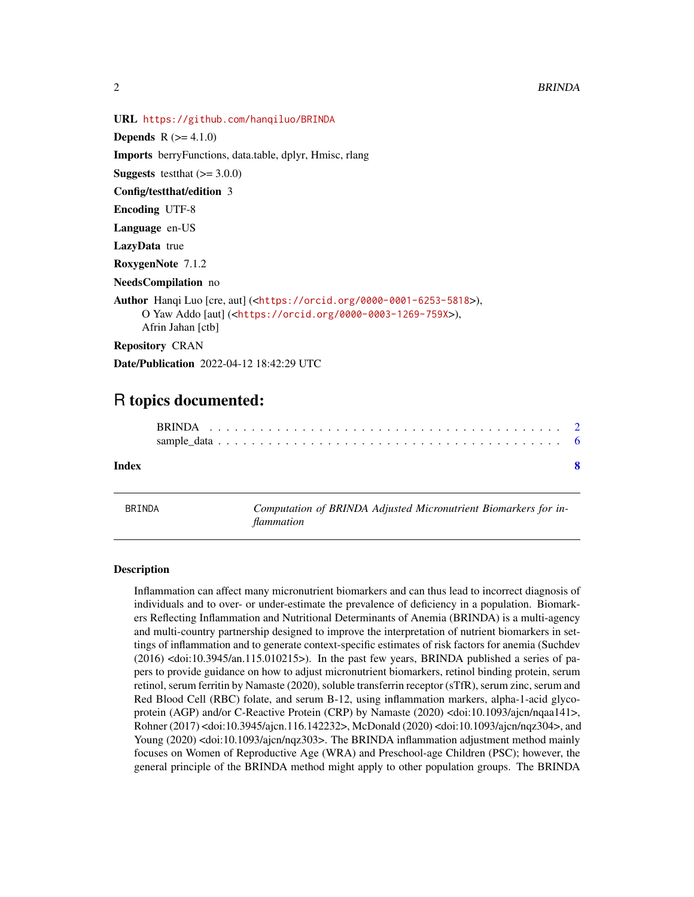**URL** https://github.com/hanqiluo/BRINDA

**Depends** R (>= 4.1.0)

**Imports** berryFunctions, data.table, dplyr, Hmisc, rlang

**Suggests** testthat (>= 3.0.0)

**Config/testthat/edition** 3

**Encoding** UTF-8

**Language** en-US

**LazyData** true

**RoxygenNote** 7.1.2

**NeedsCompilation** no

**Author** Hanqi Luo [cre, aut] (<https://orcid.org/0000-0001-6253-5818>),
O Yaw Addo [aut] (<https://orcid.org/0000-0003-1269-759X>),
Afrin Jahan [ctb]

**Repository** CRAN

**Date/Publication** 2022-04-12 18:42:29 UTC

# R topics documented:

- BRINDA . . . . . . . . . . . . . . . . . . . . . . . . . . . . . . . . . . . . . . . . 2
- sample_data . . . . . . . . . . . . . . . . . . . . . . . . . . . . . . . . . . . . . . 6

**Index** **8**

---

`BRINDA` *Computation of BRINDA Adjusted Micronutrient Biomarkers for inflammation*

---

### Description

Inflammation can affect many micronutrient biomarkers and can thus lead to incorrect diagnosis of individuals and to over- or under-estimate the prevalence of deficiency in a population. Biomarkers Reflecting Inflammation and Nutritional Determinants of Anemia (BRINDA) is a multi-agency and multi-country partnership designed to improve the interpretation of nutrient biomarkers in settings of inflammation and to generate context-specific estimates of risk factors for anemia (Suchdev (2016) <doi:10.3945/an.115.010215>). In the past few years, BRINDA published a series of papers to provide guidance on how to adjust micronutrient biomarkers, retinol binding protein, serum retinol, serum ferritin by Namaste (2020), soluble transferrin receptor (sTfR), serum zinc, serum and Red Blood Cell (RBC) folate, and serum B-12, using inflammation markers, alpha-1-acid glycoprotein (AGP) and/or C-Reactive Protein (CRP) by Namaste (2020) <doi:10.1093/ajcn/nqaa141>, Rohner (2017) <doi:10.3945/ajcn.116.142232>, McDonald (2020) <doi:10.1093/ajcn/nqz304>, and Young (2020) <doi:10.1093/ajcn/nqz303>. The BRINDA inflammation adjustment method mainly focuses on Women of Reproductive Age (WRA) and Preschool-age Children (PSC); however, the general principle of the BRINDA method might apply to other population groups. The BRINDA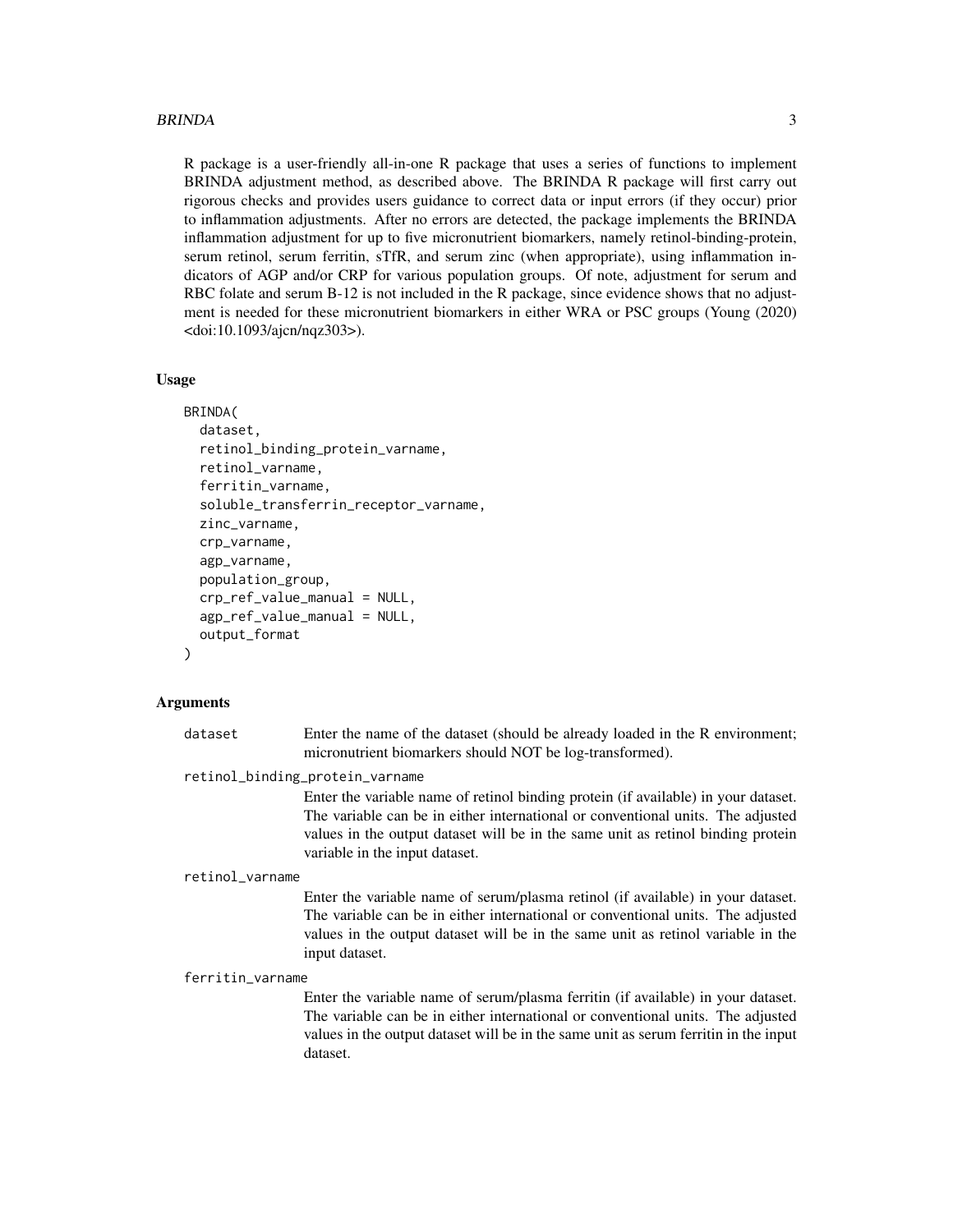R package is a user-friendly all-in-one R package that uses a series of functions to implement BRINDA adjustment method, as described above. The BRINDA R package will first carry out rigorous checks and provides users guidance to correct data or input errors (if they occur) prior to inflammation adjustments. After no errors are detected, the package implements the BRINDA inflammation adjustment for up to five micronutrient biomarkers, namely retinol-binding-protein, serum retinol, serum ferritin, sTfR, and serum zinc (when appropriate), using inflammation indicators of AGP and/or CRP for various population groups. Of note, adjustment for serum and RBC folate and serum B-12 is not included in the R package, since evidence shows that no adjustment is needed for these micronutrient biomarkers in either WRA or PSC groups (Young (2020) <doi:10.1093/ajcn/nqz303>).

## Usage

```
BRINDA(
  dataset,
  retinol_binding_protein_varname,
  retinol_varname,
  ferritin_varname,
  soluble_transferrin_receptor_varname,
  zinc_varname,
  crp_varname,
  agp_varname,
  population_group,
  crp_ref_value_manual = NULL,
  agp_ref_value_manual = NULL,
  output_format
)
```

## Arguments

`dataset` Enter the name of the dataset (should be already loaded in the R environment; micronutrient biomarkers should NOT be log-transformed).

`retinol_binding_protein_varname`
Enter the variable name of retinol binding protein (if available) in your dataset. The variable can be in either international or conventional units. The adjusted values in the output dataset will be in the same unit as retinol binding protein variable in the input dataset.

`retinol_varname`
Enter the variable name of serum/plasma retinol (if available) in your dataset. The variable can be in either international or conventional units. The adjusted values in the output dataset will be in the same unit as retinol variable in the input dataset.

`ferritin_varname`
Enter the variable name of serum/plasma ferritin (if available) in your dataset. The variable can be in either international or conventional units. The adjusted values in the output dataset will be in the same unit as serum ferritin in the input dataset.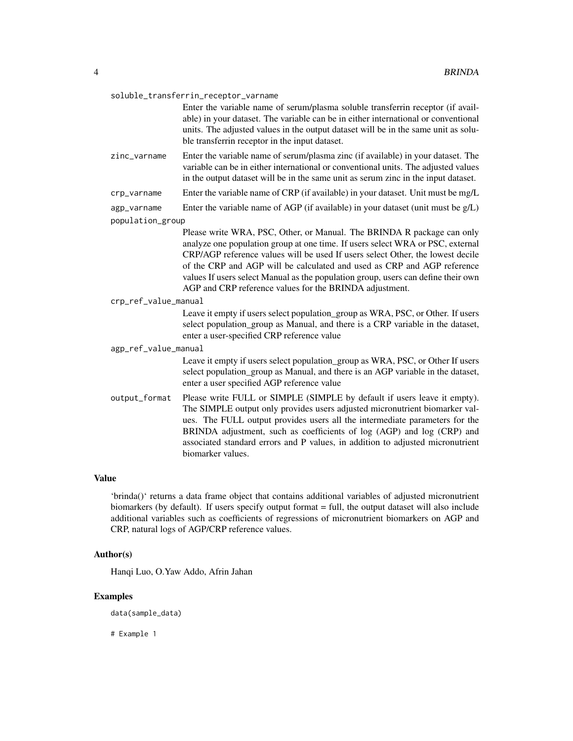soluble_transferrin_receptor_varname
: Enter the variable name of serum/plasma soluble transferrin receptor (if available) in your dataset. The variable can be in either international or conventional units. The adjusted values in the output dataset will be in the same unit as soluble transferrin receptor in the input dataset.

zinc_varname
: Enter the variable name of serum/plasma zinc (if available) in your dataset. The variable can be in either international or conventional units. The adjusted values in the output dataset will be in the same unit as serum zinc in the input dataset.

crp_varname
: Enter the variable name of CRP (if available) in your dataset. Unit must be mg/L

agp_varname
: Enter the variable name of AGP (if available) in your dataset (unit must be g/L)

population_group
: Please write WRA, PSC, Other, or Manual. The BRINDA R package can only analyze one population group at one time. If users select WRA or PSC, external CRP/AGP reference values will be used If users select Other, the lowest decile of the CRP and AGP will be calculated and used as CRP and AGP reference values If users select Manual as the population group, users can define their own AGP and CRP reference values for the BRINDA adjustment.

crp_ref_value_manual
: Leave it empty if users select population_group as WRA, PSC, or Other. If users select population_group as Manual, and there is a CRP variable in the dataset, enter a user-specified CRP reference value

agp_ref_value_manual
: Leave it empty if users select population_group as WRA, PSC, or Other If users select population_group as Manual, and there is an AGP variable in the dataset, enter a user specified AGP reference value

output_format
: Please write FULL or SIMPLE (SIMPLE by default if users leave it empty). The SIMPLE output only provides users adjusted micronutrient biomarker values. The FULL output provides users all the intermediate parameters for the BRINDA adjustment, such as coefficients of log (AGP) and log (CRP) and associated standard errors and P values, in addition to adjusted micronutrient biomarker values.

## Value

'brinda()' returns a data frame object that contains additional variables of adjusted micronutrient biomarkers (by default). If users specify output format = full, the output dataset will also include additional variables such as coefficients of regressions of micronutrient biomarkers on AGP and CRP, natural logs of AGP/CRP reference values.

## Author(s)

Hanqi Luo, O.Yaw Addo, Afrin Jahan

## Examples

```
data(sample_data)

# Example 1
```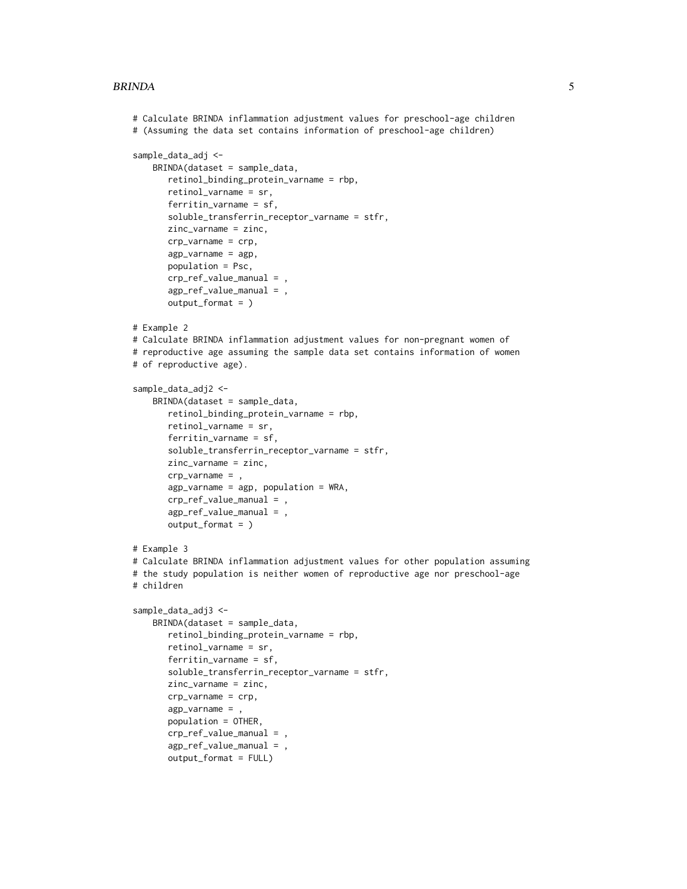```
# Calculate BRINDA inflammation adjustment values for preschool-age children
# (Assuming the data set contains information of preschool-age children)

sample_data_adj <-
    BRINDA(dataset = sample_data,
       retinol_binding_protein_varname = rbp,
       retinol_varname = sr,
       ferritin_varname = sf,
       soluble_transferrin_receptor_varname = stfr,
       zinc_varname = zinc,
       crp_varname = crp,
       agp_varname = agp,
       population = Psc,
       crp_ref_value_manual = ,
       agp_ref_value_manual = ,
       output_format = )

# Example 2
# Calculate BRINDA inflammation adjustment values for non-pregnant women of
# reproductive age assuming the sample data set contains information of women
# of reproductive age).

sample_data_adj2 <-
    BRINDA(dataset = sample_data,
       retinol_binding_protein_varname = rbp,
       retinol_varname = sr,
       ferritin_varname = sf,
       soluble_transferrin_receptor_varname = stfr,
       zinc_varname = zinc,
       crp_varname = ,
       agp_varname = agp, population = WRA,
       crp_ref_value_manual = ,
       agp_ref_value_manual = ,
       output_format = )

# Example 3
# Calculate BRINDA inflammation adjustment values for other population assuming
# the study population is neither women of reproductive age nor preschool-age
# children

sample_data_adj3 <-
    BRINDA(dataset = sample_data,
       retinol_binding_protein_varname = rbp,
       retinol_varname = sr,
       ferritin_varname = sf,
       soluble_transferrin_receptor_varname = stfr,
       zinc_varname = zinc,
       crp_varname = crp,
       agp_varname = ,
       population = OTHER,
       crp_ref_value_manual = ,
       agp_ref_value_manual = ,
       output_format = FULL)
```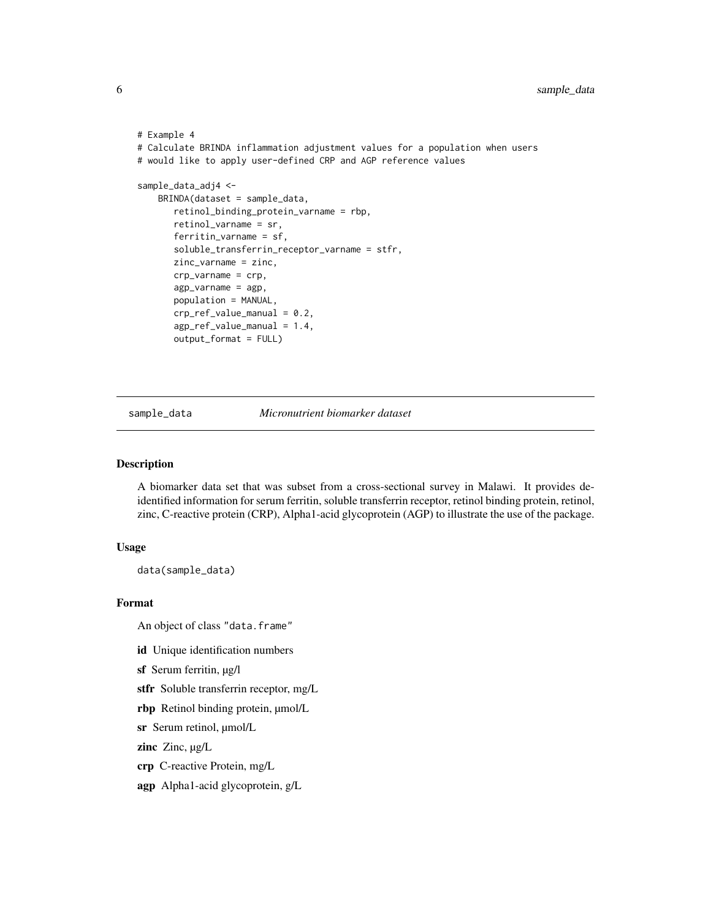```
# Example 4
# Calculate BRINDA inflammation adjustment values for a population when users
# would like to apply user-defined CRP and AGP reference values

sample_data_adj4 <-
    BRINDA(dataset = sample_data,
       retinol_binding_protein_varname = rbp,
       retinol_varname = sr,
       ferritin_varname = sf,
       soluble_transferrin_receptor_varname = stfr,
       zinc_varname = zinc,
       crp_varname = crp,
       agp_varname = agp,
       population = MANUAL,
       crp_ref_value_manual = 0.2,
       agp_ref_value_manual = 1.4,
       output_format = FULL)
```

---

## sample_data — *Micronutrient biomarker dataset*

---

### Description

A biomarker data set that was subset from a cross-sectional survey in Malawi. It provides de-identified information for serum ferritin, soluble transferrin receptor, retinol binding protein, retinol, zinc, C-reactive protein (CRP), Alpha1-acid glycoprotein (AGP) to illustrate the use of the package.

### Usage

```
data(sample_data)
```

### Format

An object of class "data.frame"

**id** Unique identification numbers

**sf** Serum ferritin, µg/l

**stfr** Soluble transferrin receptor, mg/L

**rbp** Retinol binding protein, µmol/L

**sr** Serum retinol, µmol/L

**zinc** Zinc, µg/L

**crp** C-reactive Protein, mg/L

**agp** Alpha1-acid glycoprotein, g/L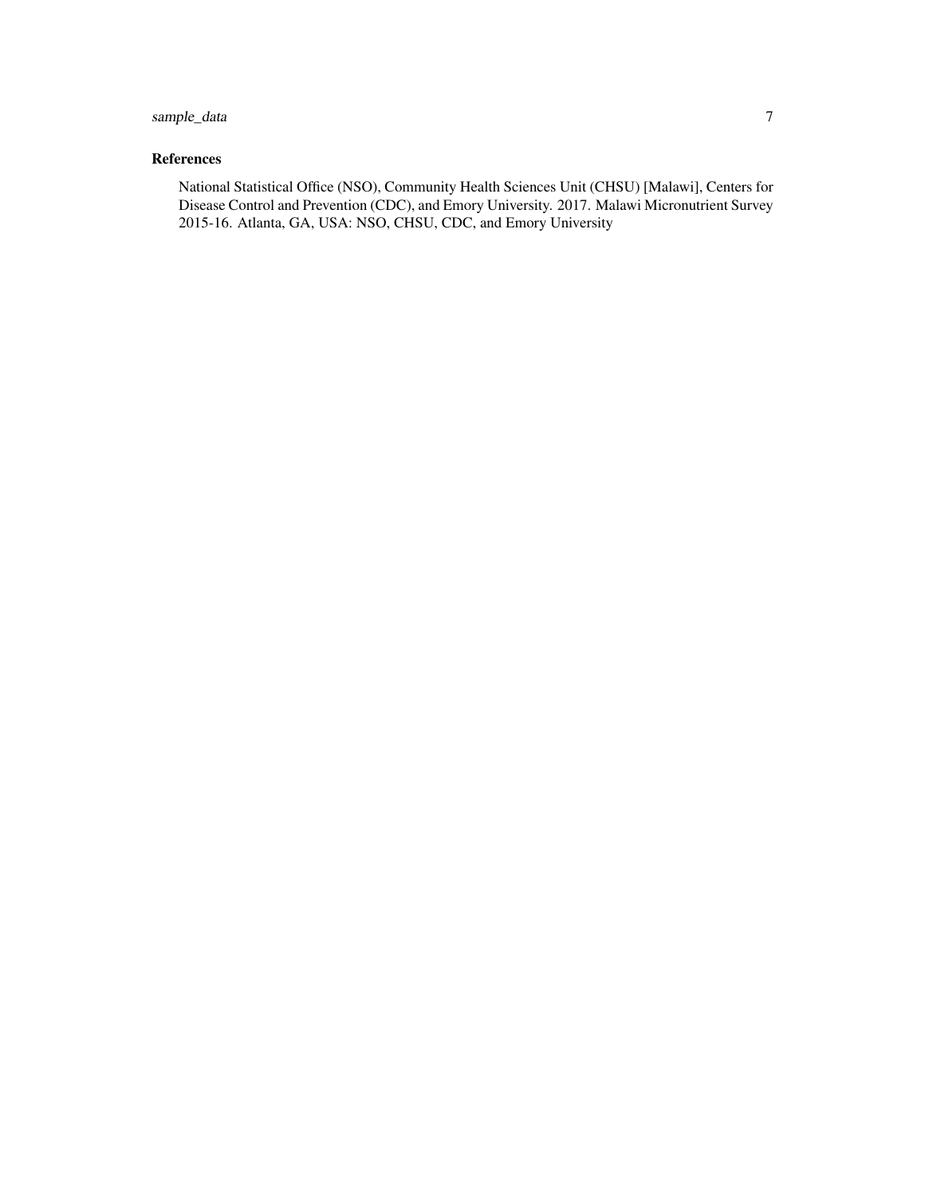### References

National Statistical Office (NSO), Community Health Sciences Unit (CHSU) [Malawi], Centers for Disease Control and Prevention (CDC), and Emory University. 2017. Malawi Micronutrient Survey 2015-16. Atlanta, GA, USA: NSO, CHSU, CDC, and Emory University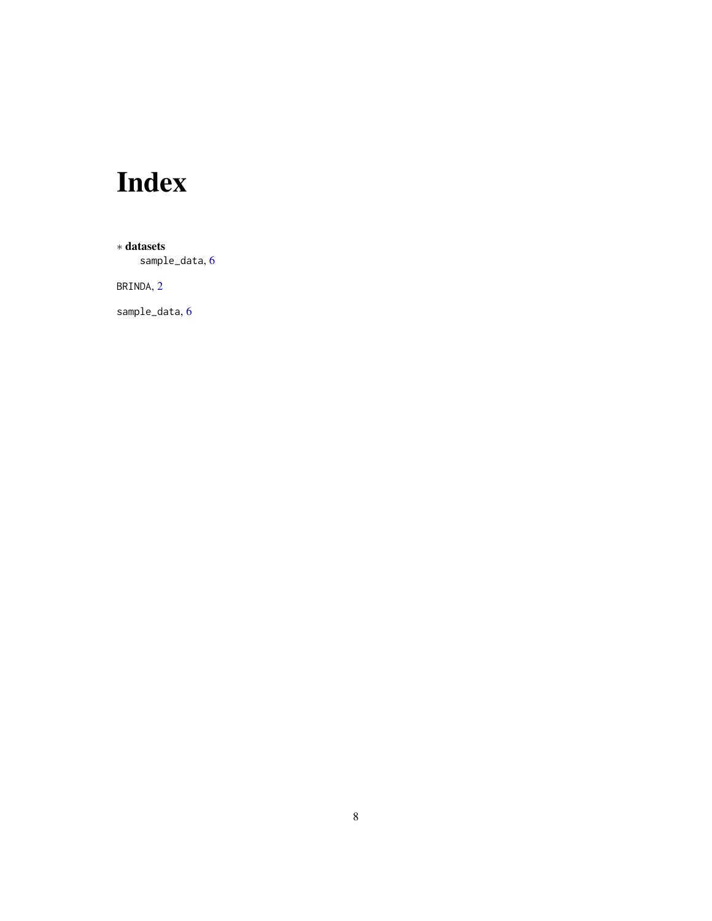# Index

∗ **datasets**
    sample_data, 6

BRINDA, 2

sample_data, 6